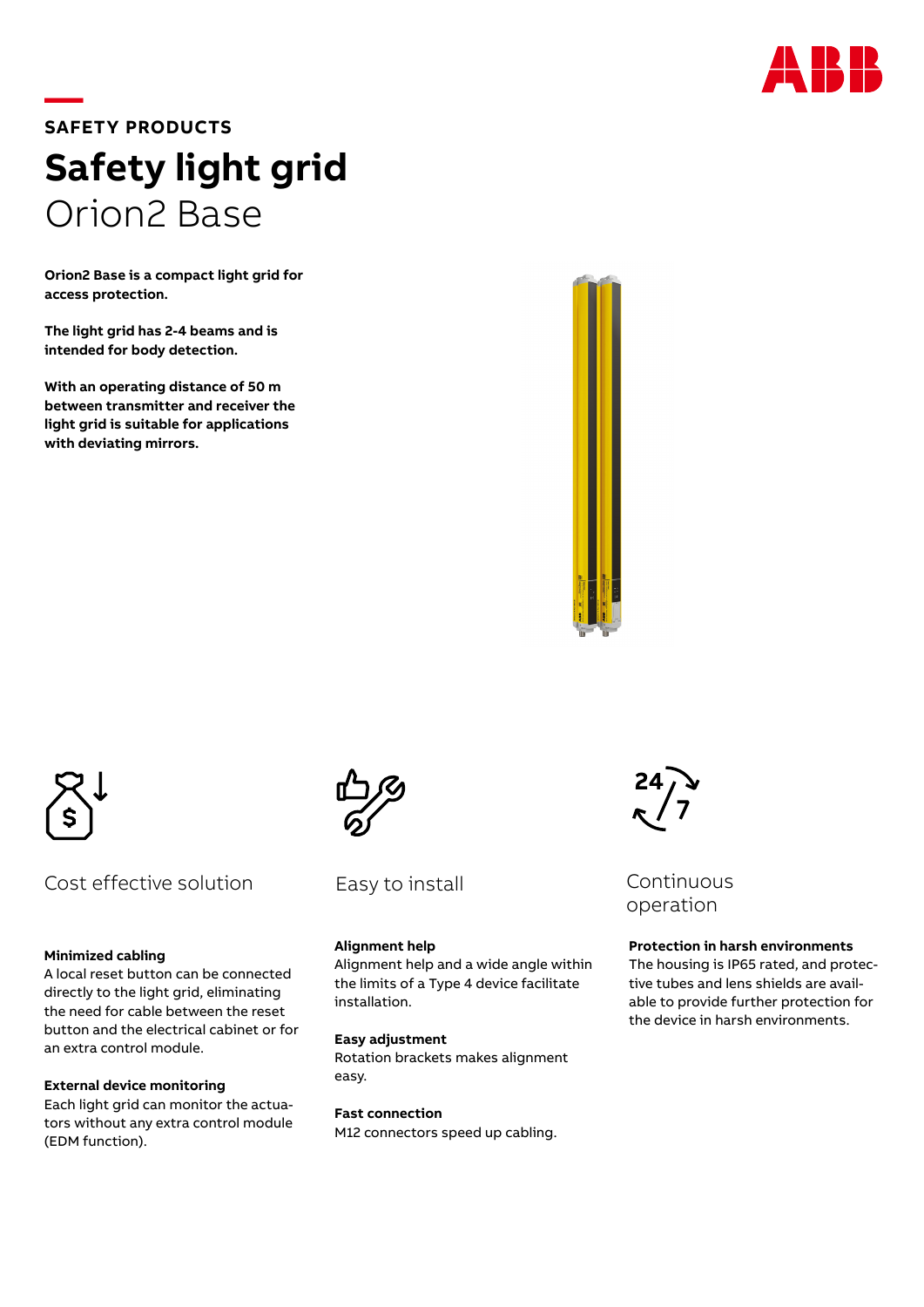SAFETY PRODUCTS

# Safety light grid

## Orion2 Base

**Orion2 Base is a compact light grid for access protection.**

**The light grid has 2-4 beams and is intended for body detection.**

**With an operating distance of 50 m between transmitter and receiver the light grid is suitable for applications with deviating mirrors.**

### Cost effective solution

**Minimized cabling**
A local reset button can be connected directly to the light grid, eliminating the need for cable between the reset button and the electrical cabinet or for an extra control module.

**External device monitoring**
Each light grid can monitor the actuators without any extra control module (EDM function).

### Easy to install

**Alignment help**
Alignment help and a wide angle within the limits of a Type 4 device facilitate installation.

**Easy adjustment**
Rotation brackets makes alignment easy.

**Fast connection**
M12 connectors speed up cabling.

### Continuous operation

**Protection in harsh environments**
The housing is IP65 rated, and protective tubes and lens shields are available to provide further protection for the device in harsh environments.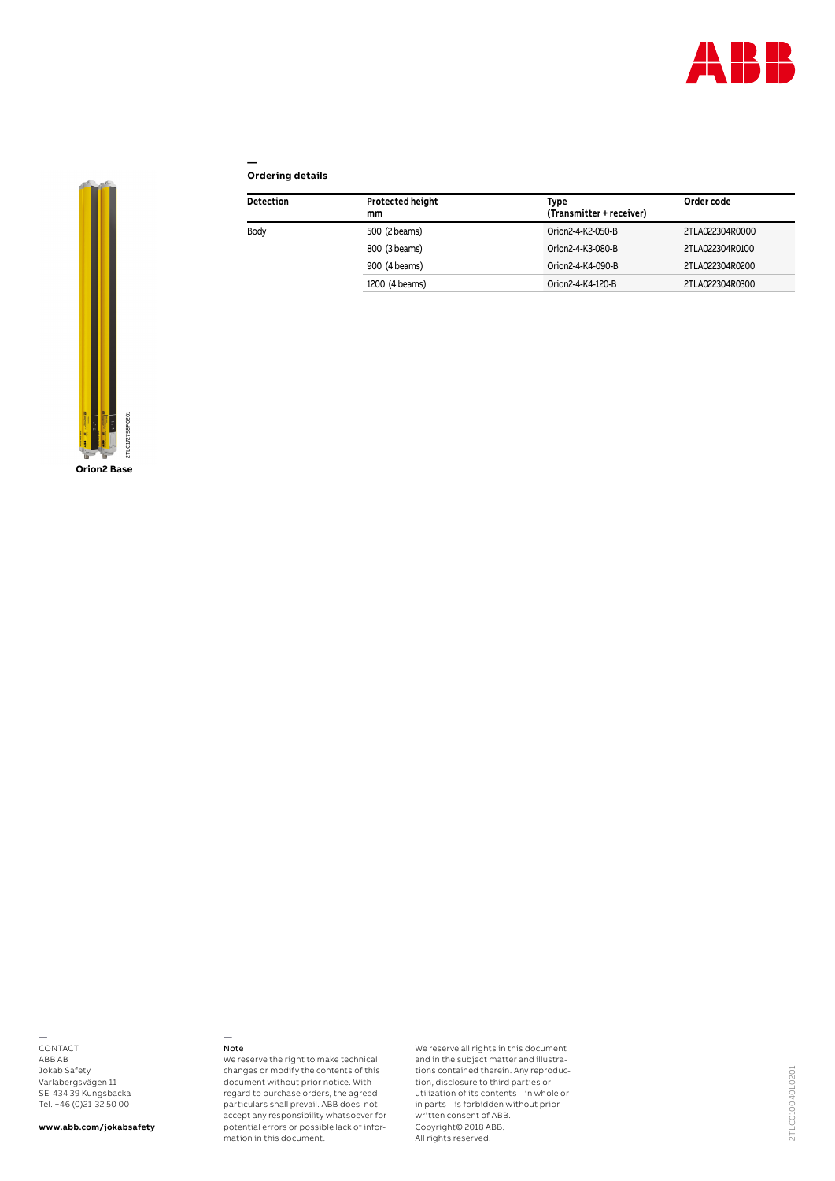Orion2 Base

## Ordering details

| Detection | Protected height mm | Type (Transmitter + receiver) | Order code |
|---|---|---|---|
| Body | 500 (2 beams) | Orion2-4-K2-050-B | 2TLA022304R0000 |
| | 800 (3 beams) | Orion2-4-K3-080-B | 2TLA022304R0100 |
| | 900 (4 beams) | Orion2-4-K4-090-B | 2TLA022304R0200 |
| | 1200 (4 beams) | Orion2-4-K4-120-B | 2TLA022304R0300 |

CONTACT
ABB AB
Jokab Safety
Varlabergsvägen 11
SE-434 39 Kungsbacka
Tel. +46 (0)21-32 50 00

**www.abb.com/jokabsafety**

Note
We reserve the right to make technical changes or modify the contents of this document without prior notice. With regard to purchase orders, the agreed particulars shall prevail. ABB does not accept any responsibility whatsoever for potential errors or possible lack of information in this document.

We reserve all rights in this document and in the subject matter and illustrations contained therein. Any reproduction, disclosure to third parties or utilization of its contents – in whole or in parts – is forbidden without prior written consent of ABB.
Copyright© 2018 ABB.
All rights reserved.

2TLC010040L0201